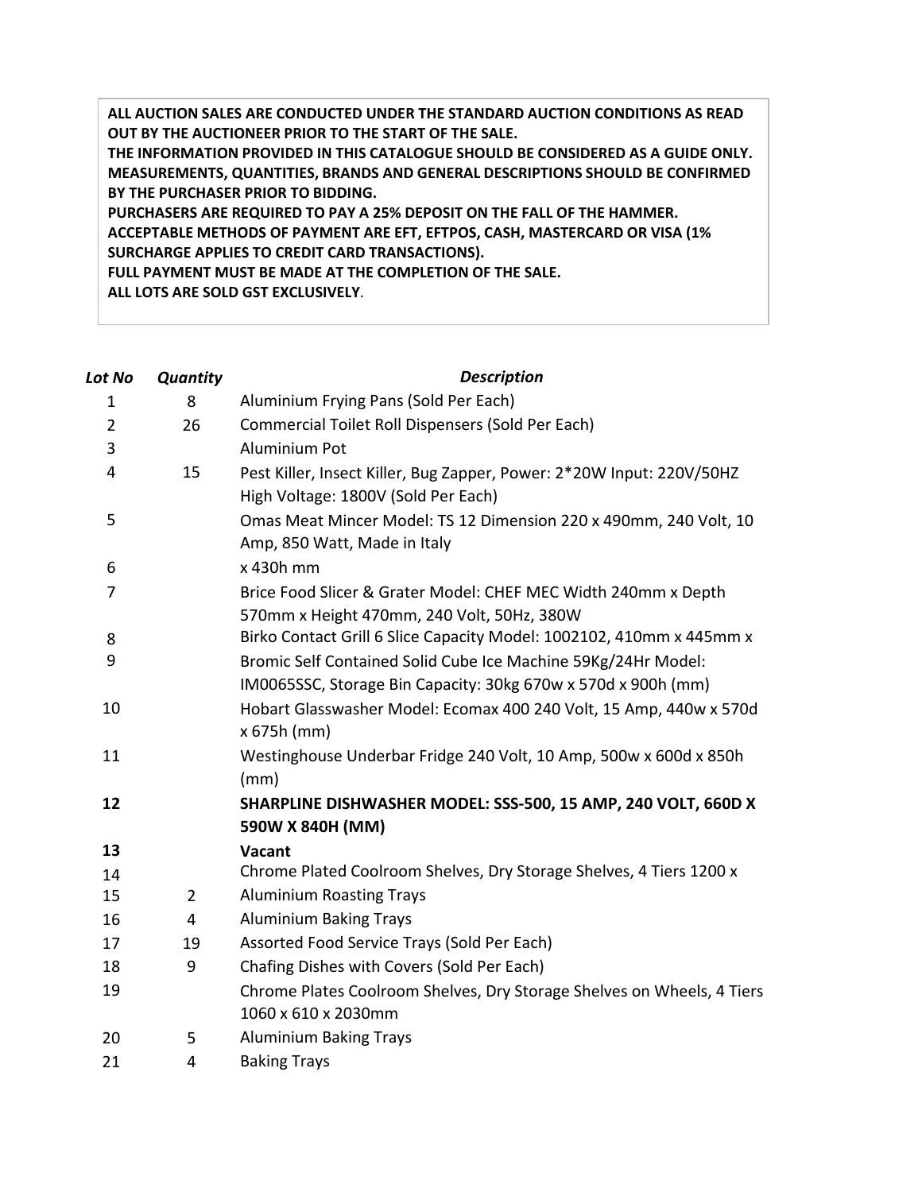**ALL AUCTION SALES ARE CONDUCTED UNDER THE STANDARD AUCTION CONDITIONS AS READ OUT BY THE AUCTIONEER PRIOR TO THE START OF THE SALE.**
**THE INFORMATION PROVIDED IN THIS CATALOGUE SHOULD BE CONSIDERED AS A GUIDE ONLY. MEASUREMENTS, QUANTITIES, BRANDS AND GENERAL DESCRIPTIONS SHOULD BE CONFIRMED BY THE PURCHASER PRIOR TO BIDDING.**
**PURCHASERS ARE REQUIRED TO PAY A 25% DEPOSIT ON THE FALL OF THE HAMMER.**
**ACCEPTABLE METHODS OF PAYMENT ARE EFT, EFTPOS, CASH, MASTERCARD OR VISA (1% SURCHARGE APPLIES TO CREDIT CARD TRANSACTIONS).**
**FULL PAYMENT MUST BE MADE AT THE COMPLETION OF THE SALE.**
**ALL LOTS ARE SOLD GST EXCLUSIVELY**.

| *Lot No* | *Quantity* | *Description* |
|---|---|---|
| 1 | 8 | Aluminium Frying Pans (Sold Per Each) |
| 2 | 26 | Commercial Toilet Roll Dispensers (Sold Per Each) |
| 3 | | Aluminium Pot |
| 4 | 15 | Pest Killer, Insect Killer, Bug Zapper, Power: 2*20W Input: 220V/50HZ High Voltage: 1800V (Sold Per Each) |
| 5 | | Omas Meat Mincer Model: TS 12 Dimension 220 x 490mm, 240 Volt, 10 Amp, 850 Watt, Made in Italy |
| 6 | | x 430h mm |
| 7 | | Brice Food Slicer & Grater Model: CHEF MEC Width 240mm x Depth 570mm x Height 470mm, 240 Volt, 50Hz, 380W |
| 8 | | Birko Contact Grill 6 Slice Capacity Model: 1002102, 410mm x 445mm x |
| 9 | | Bromic Self Contained Solid Cube Ice Machine 59Kg/24Hr Model: IM0065SSC, Storage Bin Capacity: 30kg 670w x 570d x 900h (mm) |
| 10 | | Hobart Glasswasher Model: Ecomax 400 240 Volt, 15 Amp, 440w x 570d x 675h (mm) |
| 11 | | Westinghouse Underbar Fridge 240 Volt, 10 Amp, 500w x 600d x 850h (mm) |
| **12** | | **SHARPLINE DISHWASHER MODEL: SSS-500, 15 AMP, 240 VOLT, 660D X 590W X 840H (MM)** |
| **13** | | **Vacant** |
| 14 | | Chrome Plated Coolroom Shelves, Dry Storage Shelves, 4 Tiers 1200 x |
| 15 | 2 | Aluminium Roasting Trays |
| 16 | 4 | Aluminium Baking Trays |
| 17 | 19 | Assorted Food Service Trays (Sold Per Each) |
| 18 | 9 | Chafing Dishes with Covers (Sold Per Each) |
| 19 | | Chrome Plates Coolroom Shelves, Dry Storage Shelves on Wheels, 4 Tiers 1060 x 610 x 2030mm |
| 20 | 5 | Aluminium Baking Trays |
| 21 | 4 | Baking Trays |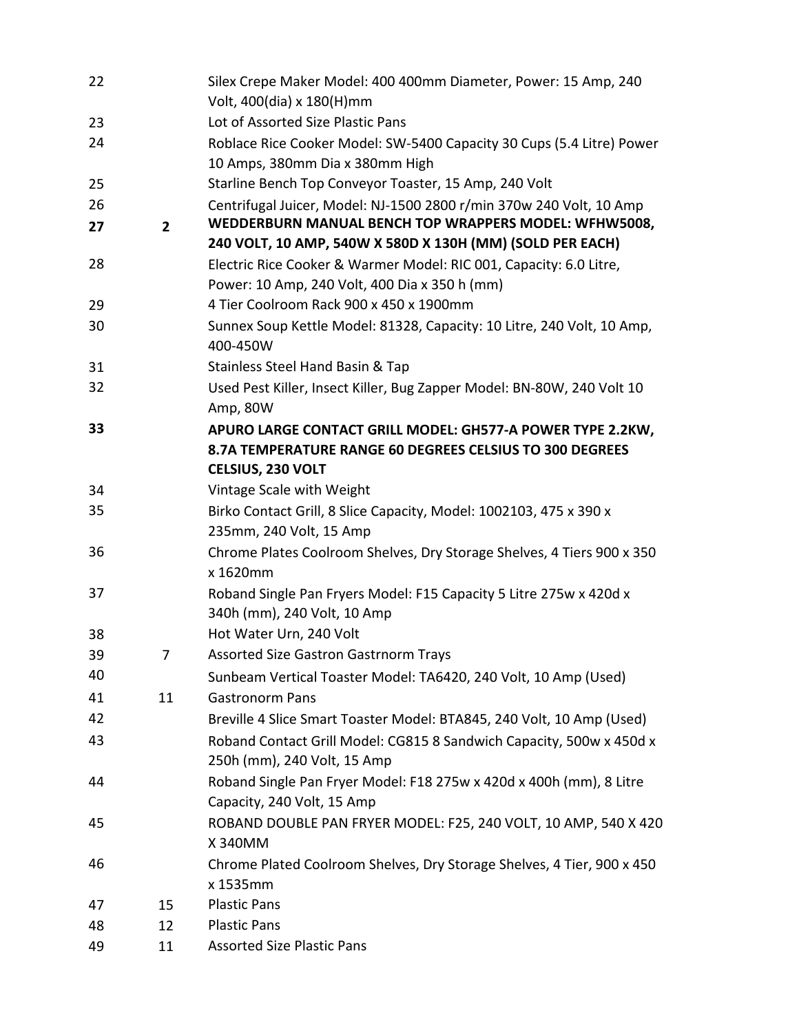| | | |
|---|---|---|
| 22 | | Silex Crepe Maker Model: 400 400mm Diameter, Power: 15 Amp, 240 Volt, 400(dia) x 180(H)mm |
| 23 | | Lot of Assorted Size Plastic Pans |
| 24 | | Roblace Rice Cooker Model: SW-5400 Capacity 30 Cups (5.4 Litre) Power 10 Amps, 380mm Dia x 380mm High |
| 25 | | Starline Bench Top Conveyor Toaster, 15 Amp, 240 Volt |
| 26 | | Centrifugal Juicer, Model: NJ-1500 2800 r/min 370w 240 Volt, 10 Amp |
| **27** | **2** | **WEDDERBURN MANUAL BENCH TOP WRAPPERS MODEL: WFHW5008, 240 VOLT, 10 AMP, 540W X 580D X 130H (MM) (SOLD PER EACH)** |
| 28 | | Electric Rice Cooker & Warmer Model: RIC 001, Capacity: 6.0 Litre, Power: 10 Amp, 240 Volt, 400 Dia x 350 h (mm) |
| 29 | | 4 Tier Coolroom Rack 900 x 450 x 1900mm |
| 30 | | Sunnex Soup Kettle Model: 81328, Capacity: 10 Litre, 240 Volt, 10 Amp, 400-450W |
| 31 | | Stainless Steel Hand Basin & Tap |
| 32 | | Used Pest Killer, Insect Killer, Bug Zapper Model: BN-80W, 240 Volt 10 Amp, 80W |
| **33** | | **APURO LARGE CONTACT GRILL MODEL: GH577-A POWER TYPE 2.2KW, 8.7A TEMPERATURE RANGE 60 DEGREES CELSIUS TO 300 DEGREES CELSIUS, 230 VOLT** |
| 34 | | Vintage Scale with Weight |
| 35 | | Birko Contact Grill, 8 Slice Capacity, Model: 1002103, 475 x 390 x 235mm, 240 Volt, 15 Amp |
| 36 | | Chrome Plates Coolroom Shelves, Dry Storage Shelves, 4 Tiers 900 x 350 x 1620mm |
| 37 | | Roband Single Pan Fryers Model: F15 Capacity 5 Litre 275w x 420d x 340h (mm), 240 Volt, 10 Amp |
| 38 | | Hot Water Urn, 240 Volt |
| 39 | 7 | Assorted Size Gastron Gastrnorm Trays |
| 40 | | Sunbeam Vertical Toaster Model: TA6420, 240 Volt, 10 Amp (Used) |
| 41 | 11 | Gastronorm Pans |
| 42 | | Breville 4 Slice Smart Toaster Model: BTA845, 240 Volt, 10 Amp (Used) |
| 43 | | Roband Contact Grill Model: CG815 8 Sandwich Capacity, 500w x 450d x 250h (mm), 240 Volt, 15 Amp |
| 44 | | Roband Single Pan Fryer Model: F18 275w x 420d x 400h (mm), 8 Litre Capacity, 240 Volt, 15 Amp |
| 45 | | ROBAND DOUBLE PAN FRYER MODEL: F25, 240 VOLT, 10 AMP, 540 X 420 X 340MM |
| 46 | | Chrome Plated Coolroom Shelves, Dry Storage Shelves, 4 Tier, 900 x 450 x 1535mm |
| 47 | 15 | Plastic Pans |
| 48 | 12 | Plastic Pans |
| 49 | 11 | Assorted Size Plastic Pans |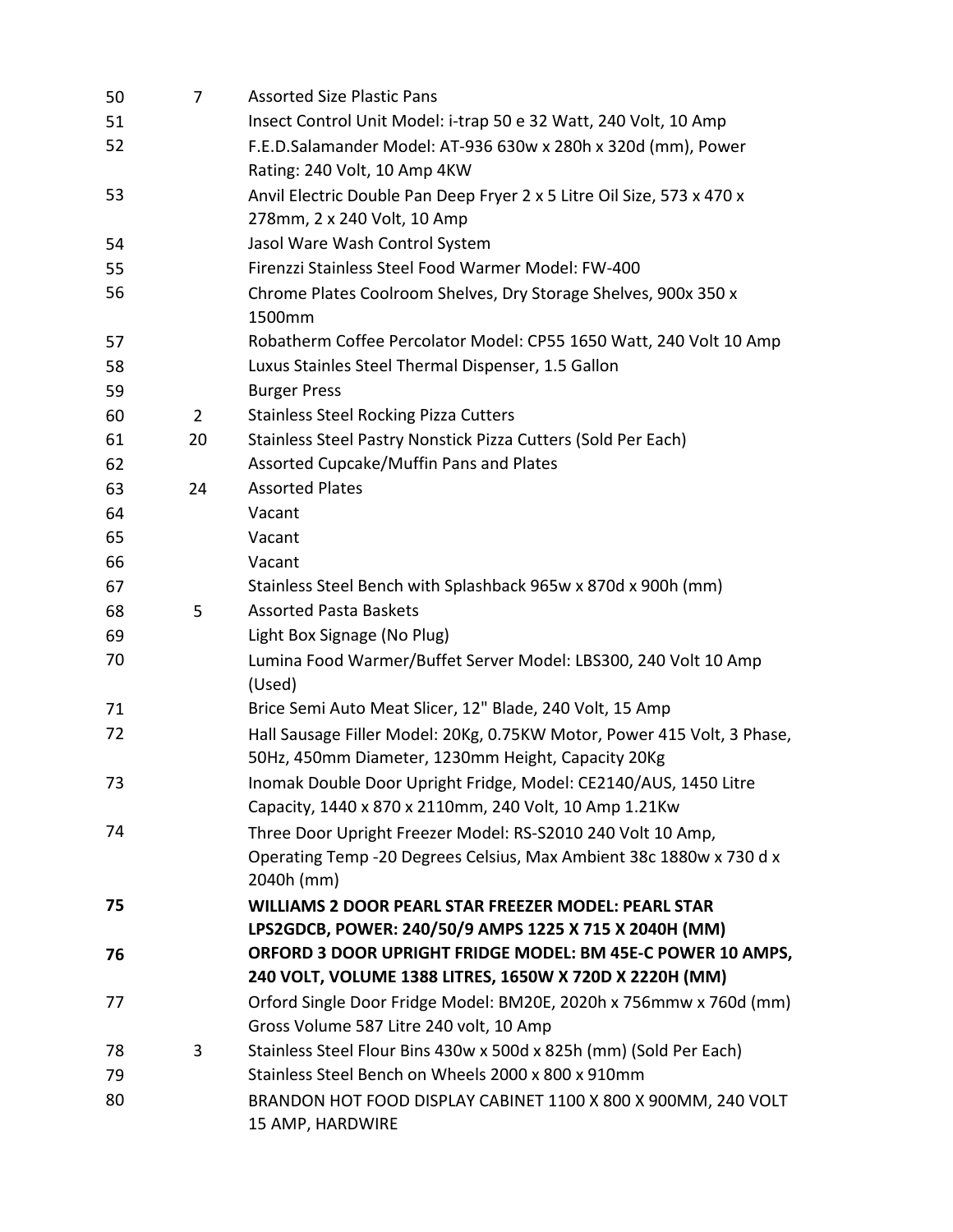| | | |
|---|---|---|
| 50 | 7 | Assorted Size Plastic Pans |
| 51 | | Insect Control Unit Model: i-trap 50 e 32 Watt, 240 Volt, 10 Amp |
| 52 | | F.E.D.Salamander Model: AT-936 630w x 280h x 320d (mm), Power Rating: 240 Volt, 10 Amp 4KW |
| 53 | | Anvil Electric Double Pan Deep Fryer 2 x 5 Litre Oil Size, 573 x 470 x 278mm, 2 x 240 Volt, 10 Amp |
| 54 | | Jasol Ware Wash Control System |
| 55 | | Firenzzi Stainless Steel Food Warmer Model: FW-400 |
| 56 | | Chrome Plates Coolroom Shelves, Dry Storage Shelves, 900x 350 x 1500mm |
| 57 | | Robatherm Coffee Percolator Model: CP55 1650 Watt, 240 Volt 10 Amp |
| 58 | | Luxus Stainles Steel Thermal Dispenser, 1.5 Gallon |
| 59 | | Burger Press |
| 60 | 2 | Stainless Steel Rocking Pizza Cutters |
| 61 | 20 | Stainless Steel Pastry Nonstick Pizza Cutters (Sold Per Each) |
| 62 | | Assorted Cupcake/Muffin Pans and Plates |
| 63 | 24 | Assorted Plates |
| 64 | | Vacant |
| 65 | | Vacant |
| 66 | | Vacant |
| 67 | | Stainless Steel Bench with Splashback 965w x 870d x 900h (mm) |
| 68 | 5 | Assorted Pasta Baskets |
| 69 | | Light Box Signage (No Plug) |
| 70 | | Lumina Food Warmer/Buffet Server Model: LBS300, 240 Volt 10 Amp (Used) |
| 71 | | Brice Semi Auto Meat Slicer, 12" Blade, 240 Volt, 15 Amp |
| 72 | | Hall Sausage Filler Model: 20Kg, 0.75KW Motor, Power 415 Volt, 3 Phase, 50Hz, 450mm Diameter, 1230mm Height, Capacity 20Kg |
| 73 | | Inomak Double Door Upright Fridge, Model: CE2140/AUS, 1450 Litre Capacity, 1440 x 870 x 2110mm, 240 Volt, 10 Amp 1.21Kw |
| 74 | | Three Door Upright Freezer Model: RS-S2010 240 Volt 10 Amp, Operating Temp -20 Degrees Celsius, Max Ambient 38c 1880w x 730 d x 2040h (mm) |
| **75** | | **WILLIAMS 2 DOOR PEARL STAR FREEZER MODEL: PEARL STAR LPS2GDCB, POWER: 240/50/9 AMPS 1225 X 715 X 2040H (MM)** |
| **76** | | **ORFORD 3 DOOR UPRIGHT FRIDGE MODEL: BM 45E-C POWER 10 AMPS, 240 VOLT, VOLUME 1388 LITRES, 1650W X 720D X 2220H (MM)** |
| 77 | | Orford Single Door Fridge Model: BM20E, 2020h x 756mmw x 760d (mm) Gross Volume 587 Litre 240 volt, 10 Amp |
| 78 | 3 | Stainless Steel Flour Bins 430w x 500d x 825h (mm) (Sold Per Each) |
| 79 | | Stainless Steel Bench on Wheels 2000 x 800 x 910mm |
| 80 | | BRANDON HOT FOOD DISPLAY CABINET 1100 X 800 X 900MM, 240 VOLT 15 AMP, HARDWIRE |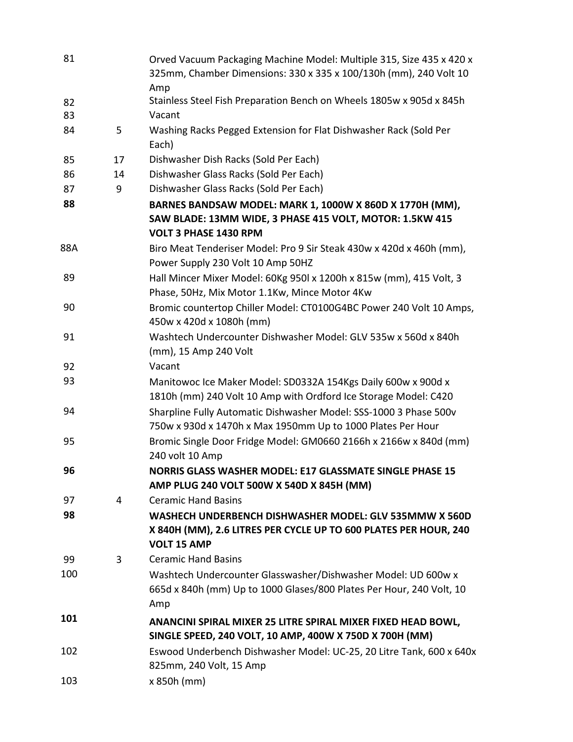| | | |
|---|---|---|
| 81 | | Orved Vacuum Packaging Machine Model: Multiple 315, Size 435 x 420 x 325mm, Chamber Dimensions: 330 x 335 x 100/130h (mm), 240 Volt 10 Amp |
| 82 | | Stainless Steel Fish Preparation Bench on Wheels 1805w x 905d x 845h |
| 83 | | Vacant |
| 84 | 5 | Washing Racks Pegged Extension for Flat Dishwasher Rack (Sold Per Each) |
| 85 | 17 | Dishwasher Dish Racks (Sold Per Each) |
| 86 | 14 | Dishwasher Glass Racks (Sold Per Each) |
| 87 | 9 | Dishwasher Glass Racks (Sold Per Each) |
| **88** | | **BARNES BANDSAW MODEL: MARK 1, 1000W X 860D X 1770H (MM), SAW BLADE: 13MM WIDE, 3 PHASE 415 VOLT, MOTOR: 1.5KW 415 VOLT 3 PHASE 1430 RPM** |
| 88A | | Biro Meat Tenderiser Model: Pro 9 Sir Steak 430w x 420d x 460h (mm), Power Supply 230 Volt 10 Amp 50HZ |
| 89 | | Hall Mincer Mixer Model: 60Kg 950l x 1200h x 815w (mm), 415 Volt, 3 Phase, 50Hz, Mix Motor 1.1Kw, Mince Motor 4Kw |
| 90 | | Bromic countertop Chiller Model: CT0100G4BC Power 240 Volt 10 Amps, 450w x 420d x 1080h (mm) |
| 91 | | Washtech Undercounter Dishwasher Model: GLV 535w x 560d x 840h (mm), 15 Amp 240 Volt |
| 92 | | Vacant |
| 93 | | Manitowoc Ice Maker Model: SD0332A 154Kgs Daily 600w x 900d x 1810h (mm) 240 Volt 10 Amp with Ordford Ice Storage Model: C420 |
| 94 | | Sharpline Fully Automatic Dishwasher Model: SSS-1000 3 Phase 500v 750w x 930d x 1470h x Max 1950mm Up to 1000 Plates Per Hour |
| 95 | | Bromic Single Door Fridge Model: GM0660 2166h x 2166w x 840d (mm) 240 volt 10 Amp |
| **96** | | **NORRIS GLASS WASHER MODEL: E17 GLASSMATE SINGLE PHASE 15 AMP PLUG 240 VOLT 500W X 540D X 845H (MM)** |
| 97 | 4 | Ceramic Hand Basins |
| **98** | | **WASHECH UNDERBENCH DISHWASHER MODEL: GLV 535MMW X 560D X 840H (MM), 2.6 LITRES PER CYCLE UP TO 600 PLATES PER HOUR, 240 VOLT 15 AMP** |
| 99 | 3 | Ceramic Hand Basins |
| 100 | | Washtech Undercounter Glasswasher/Dishwasher Model: UD 600w x 665d x 840h (mm) Up to 1000 Glases/800 Plates Per Hour, 240 Volt, 10 Amp |
| **101** | | **ANANCINI SPIRAL MIXER 25 LITRE SPIRAL MIXER FIXED HEAD BOWL, SINGLE SPEED, 240 VOLT, 10 AMP, 400W X 750D X 700H (MM)** |
| 102 | | Eswood Underbench Dishwasher Model: UC-25, 20 Litre Tank, 600 x 640x 825mm, 240 Volt, 15 Amp |
| 103 | | x 850h (mm) |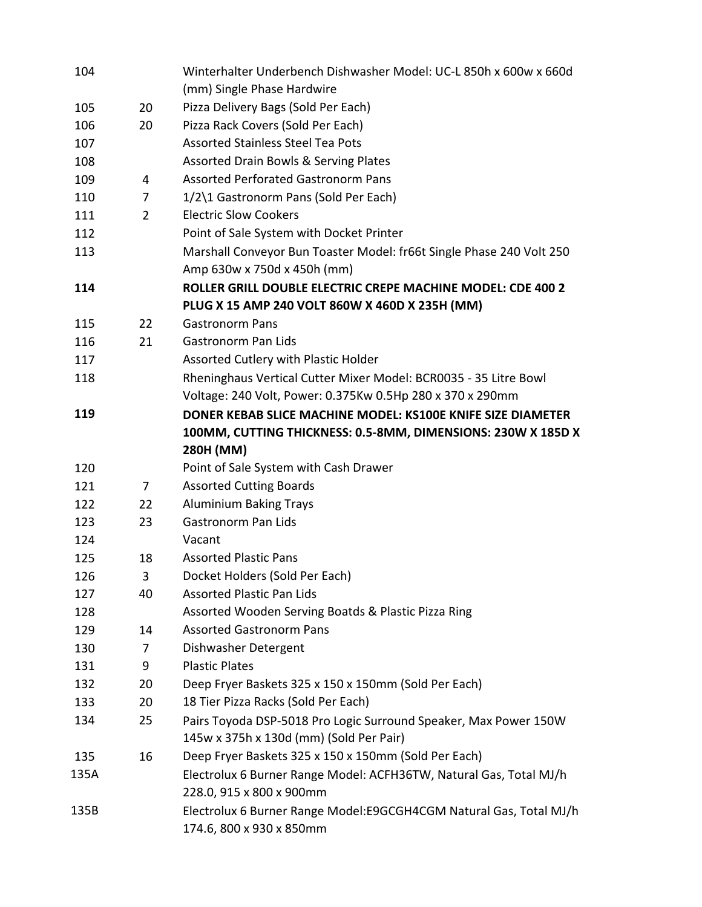| | | |
|---|---|---|
| 104 | | Winterhalter Underbench Dishwasher Model: UC-L 850h x 600w x 660d (mm) Single Phase Hardwire |
| 105 | 20 | Pizza Delivery Bags (Sold Per Each) |
| 106 | 20 | Pizza Rack Covers (Sold Per Each) |
| 107 | | Assorted Stainless Steel Tea Pots |
| 108 | | Assorted Drain Bowls & Serving Plates |
| 109 | 4 | Assorted Perforated Gastronorm Pans |
| 110 | 7 | 1/2\1 Gastronorm Pans (Sold Per Each) |
| 111 | 2 | Electric Slow Cookers |
| 112 | | Point of Sale System with Docket Printer |
| 113 | | Marshall Conveyor Bun Toaster Model: fr66t Single Phase 240 Volt 250 Amp 630w x 750d x 450h (mm) |
| **114** | | **ROLLER GRILL DOUBLE ELECTRIC CREPE MACHINE MODEL: CDE 400 2 PLUG X 15 AMP 240 VOLT 860W X 460D X 235H (MM)** |
| 115 | 22 | Gastronorm Pans |
| 116 | 21 | Gastronorm Pan Lids |
| 117 | | Assorted Cutlery with Plastic Holder |
| 118 | | Rheninghaus Vertical Cutter Mixer Model: BCR0035 - 35 Litre Bowl Voltage: 240 Volt, Power: 0.375Kw 0.5Hp 280 x 370 x 290mm |
| **119** | | **DONER KEBAB SLICE MACHINE MODEL: KS100E KNIFE SIZE DIAMETER 100MM, CUTTING THICKNESS: 0.5-8MM, DIMENSIONS: 230W X 185D X 280H (MM)** |
| 120 | | Point of Sale System with Cash Drawer |
| 121 | 7 | Assorted Cutting Boards |
| 122 | 22 | Aluminium Baking Trays |
| 123 | 23 | Gastronorm Pan Lids |
| 124 | | Vacant |
| 125 | 18 | Assorted Plastic Pans |
| 126 | 3 | Docket Holders (Sold Per Each) |
| 127 | 40 | Assorted Plastic Pan Lids |
| 128 | | Assorted Wooden Serving Boatds & Plastic Pizza Ring |
| 129 | 14 | Assorted Gastronorm Pans |
| 130 | 7 | Dishwasher Detergent |
| 131 | 9 | Plastic Plates |
| 132 | 20 | Deep Fryer Baskets 325 x 150 x 150mm (Sold Per Each) |
| 133 | 20 | 18 Tier Pizza Racks (Sold Per Each) |
| 134 | 25 | Pairs Toyoda DSP-5018 Pro Logic Surround Speaker, Max Power 150W 145w x 375h x 130d (mm) (Sold Per Pair) |
| 135 | 16 | Deep Fryer Baskets 325 x 150 x 150mm (Sold Per Each) |
| 135A | | Electrolux 6 Burner Range Model: ACFH36TW, Natural Gas, Total MJ/h 228.0, 915 x 800 x 900mm |
| 135B | | Electrolux 6 Burner Range Model:E9GCGH4CGM Natural Gas, Total MJ/h 174.6, 800 x 930 x 850mm |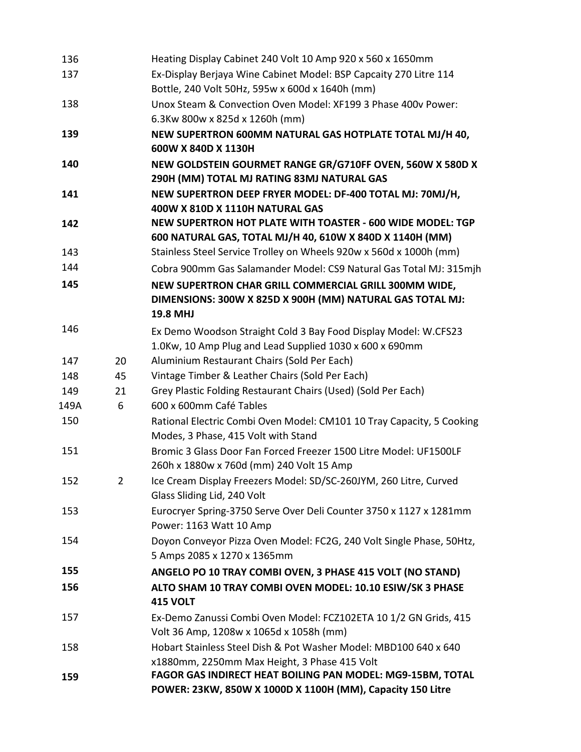| | | |
|---|---|---|
| 136 | | Heating Display Cabinet 240 Volt 10 Amp 920 x 560 x 1650mm |
| 137 | | Ex-Display Berjaya Wine Cabinet Model: BSP Capcaity 270 Litre 114 Bottle, 240 Volt 50Hz, 595w x 600d x 1640h (mm) |
| 138 | | Unox Steam & Convection Oven Model: XF199 3 Phase 400v Power: 6.3Kw 800w x 825d x 1260h (mm) |
| **139** | | **NEW SUPERTRON 600MM NATURAL GAS HOTPLATE TOTAL MJ/H 40, 600W X 840D X 1130H** |
| **140** | | **NEW GOLDSTEIN GOURMET RANGE GR/G710FF OVEN, 560W X 580D X 290H (MM) TOTAL MJ RATING 83MJ NATURAL GAS** |
| **141** | | **NEW SUPERTRON DEEP FRYER MODEL: DF-400 TOTAL MJ: 70MJ/H, 400W X 810D X 1110H NATURAL GAS** |
| **142** | | **NEW SUPERTRON HOT PLATE WITH TOASTER - 600 WIDE MODEL: TGP 600 NATURAL GAS, TOTAL MJ/H 40, 610W X 840D X 1140H (MM)** |
| 143 | | Stainless Steel Service Trolley on Wheels 920w x 560d x 1000h (mm) |
| 144 | | Cobra 900mm Gas Salamander Model: CS9 Natural Gas Total MJ: 315mjh |
| **145** | | **NEW SUPERTRON CHAR GRILL COMMERCIAL GRILL 300MM WIDE, DIMENSIONS: 300W X 825D X 900H (MM) NATURAL GAS TOTAL MJ: 19.8 MHJ** |
| 146 | | Ex Demo Woodson Straight Cold 3 Bay Food Display Model: W.CFS23 1.0Kw, 10 Amp Plug and Lead Supplied 1030 x 600 x 690mm |
| 147 | 20 | Aluminium Restaurant Chairs (Sold Per Each) |
| 148 | 45 | Vintage Timber & Leather Chairs (Sold Per Each) |
| 149 | 21 | Grey Plastic Folding Restaurant Chairs (Used) (Sold Per Each) |
| 149A | 6 | 600 x 600mm Café Tables |
| 150 | | Rational Electric Combi Oven Model: CM101 10 Tray Capacity, 5 Cooking Modes, 3 Phase, 415 Volt with Stand |
| 151 | | Bromic 3 Glass Door Fan Forced Freezer 1500 Litre Model: UF1500LF 260h x 1880w x 760d (mm) 240 Volt 15 Amp |
| 152 | 2 | Ice Cream Display Freezers Model: SD/SC-260JYM, 260 Litre, Curved Glass Sliding Lid, 240 Volt |
| 153 | | Eurocryer Spring-3750 Serve Over Deli Counter 3750 x 1127 x 1281mm Power: 1163 Watt 10 Amp |
| 154 | | Doyon Conveyor Pizza Oven Model: FC2G, 240 Volt Single Phase, 50Htz, 5 Amps 2085 x 1270 x 1365mm |
| **155** | | **ANGELO PO 10 TRAY COMBI OVEN, 3 PHASE 415 VOLT (NO STAND)** |
| **156** | | **ALTO SHAM 10 TRAY COMBI OVEN MODEL: 10.10 ESIW/SK 3 PHASE 415 VOLT** |
| 157 | | Ex-Demo Zanussi Combi Oven Model: FCZ102ETA 10 1/2 GN Grids, 415 Volt 36 Amp, 1208w x 1065d x 1058h (mm) |
| 158 | | Hobart Stainless Steel Dish & Pot Washer Model: MBD100 640 x 640 x1880mm, 2250mm Max Height, 3 Phase 415 Volt |
| **159** | | **FAGOR GAS INDIRECT HEAT BOILING PAN MODEL: MG9-15BM, TOTAL POWER: 23KW, 850W X 1000D X 1100H (MM), Capacity 150 Litre** |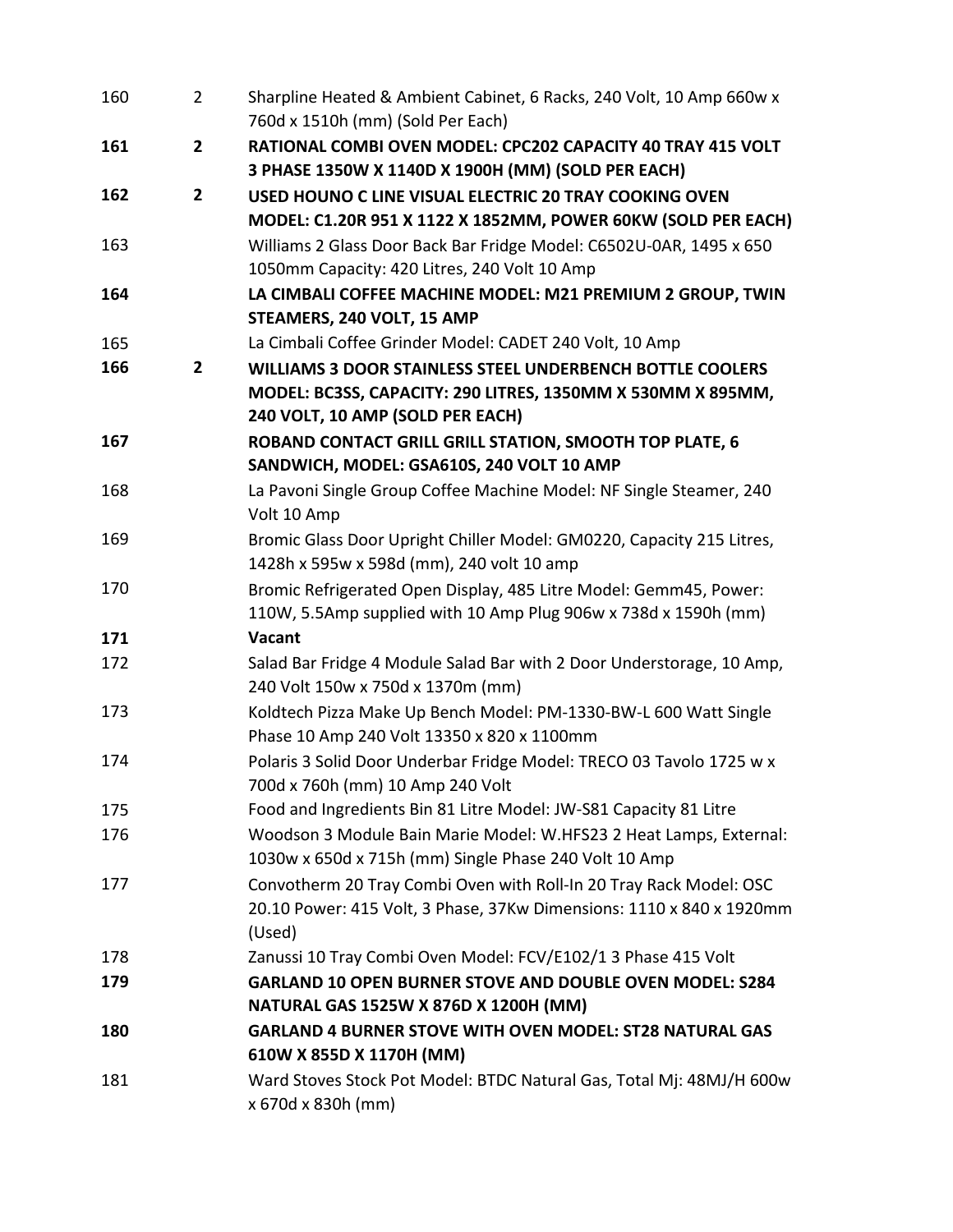| | | |
|---|---|---|
| 160 | 2 | Sharpline Heated & Ambient Cabinet, 6 Racks, 240 Volt, 10 Amp 660w x 760d x 1510h (mm) (Sold Per Each) |
| **161** | **2** | **RATIONAL COMBI OVEN MODEL: CPC202 CAPACITY 40 TRAY 415 VOLT 3 PHASE 1350W X 1140D X 1900H (MM) (SOLD PER EACH)** |
| **162** | **2** | **USED HOUNO C LINE VISUAL ELECTRIC 20 TRAY COOKING OVEN MODEL: C1.20R 951 X 1122 X 1852MM, POWER 60KW (SOLD PER EACH)** |
| 163 | | Williams 2 Glass Door Back Bar Fridge Model: C6502U-0AR, 1495 x 650 1050mm Capacity: 420 Litres, 240 Volt 10 Amp |
| **164** | | **LA CIMBALI COFFEE MACHINE MODEL: M21 PREMIUM 2 GROUP, TWIN STEAMERS, 240 VOLT, 15 AMP** |
| 165 | | La Cimbali Coffee Grinder Model: CADET 240 Volt, 10 Amp |
| **166** | **2** | **WILLIAMS 3 DOOR STAINLESS STEEL UNDERBENCH BOTTLE COOLERS MODEL: BC3SS, CAPACITY: 290 LITRES, 1350MM X 530MM X 895MM, 240 VOLT, 10 AMP (SOLD PER EACH)** |
| **167** | | **ROBAND CONTACT GRILL GRILL STATION, SMOOTH TOP PLATE, 6 SANDWICH, MODEL: GSA610S, 240 VOLT 10 AMP** |
| 168 | | La Pavoni Single Group Coffee Machine Model: NF Single Steamer, 240 Volt 10 Amp |
| 169 | | Bromic Glass Door Upright Chiller Model: GM0220, Capacity 215 Litres, 1428h x 595w x 598d (mm), 240 volt 10 amp |
| 170 | | Bromic Refrigerated Open Display, 485 Litre Model: Gemm45, Power: 110W, 5.5Amp supplied with 10 Amp Plug 906w x 738d x 1590h (mm) |
| **171** | | **Vacant** |
| 172 | | Salad Bar Fridge 4 Module Salad Bar with 2 Door Understorage, 10 Amp, 240 Volt 150w x 750d x 1370m (mm) |
| 173 | | Koldtech Pizza Make Up Bench Model: PM-1330-BW-L 600 Watt Single Phase 10 Amp 240 Volt 13350 x 820 x 1100mm |
| 174 | | Polaris 3 Solid Door Underbar Fridge Model: TRECO 03 Tavolo 1725 w x 700d x 760h (mm) 10 Amp 240 Volt |
| 175 | | Food and Ingredients Bin 81 Litre Model: JW-S81 Capacity 81 Litre |
| 176 | | Woodson 3 Module Bain Marie Model: W.HFS23 2 Heat Lamps, External: 1030w x 650d x 715h (mm) Single Phase 240 Volt 10 Amp |
| 177 | | Convotherm 20 Tray Combi Oven with Roll-In 20 Tray Rack Model: OSC 20.10 Power: 415 Volt, 3 Phase, 37Kw Dimensions: 1110 x 840 x 1920mm (Used) |
| 178 | | Zanussi 10 Tray Combi Oven Model: FCV/E102/1 3 Phase 415 Volt |
| **179** | | **GARLAND 10 OPEN BURNER STOVE AND DOUBLE OVEN MODEL: S284 NATURAL GAS 1525W X 876D X 1200H (MM)** |
| **180** | | **GARLAND 4 BURNER STOVE WITH OVEN MODEL: ST28 NATURAL GAS 610W X 855D X 1170H (MM)** |
| 181 | | Ward Stoves Stock Pot Model: BTDC Natural Gas, Total Mj: 48MJ/H 600w x 670d x 830h (mm) |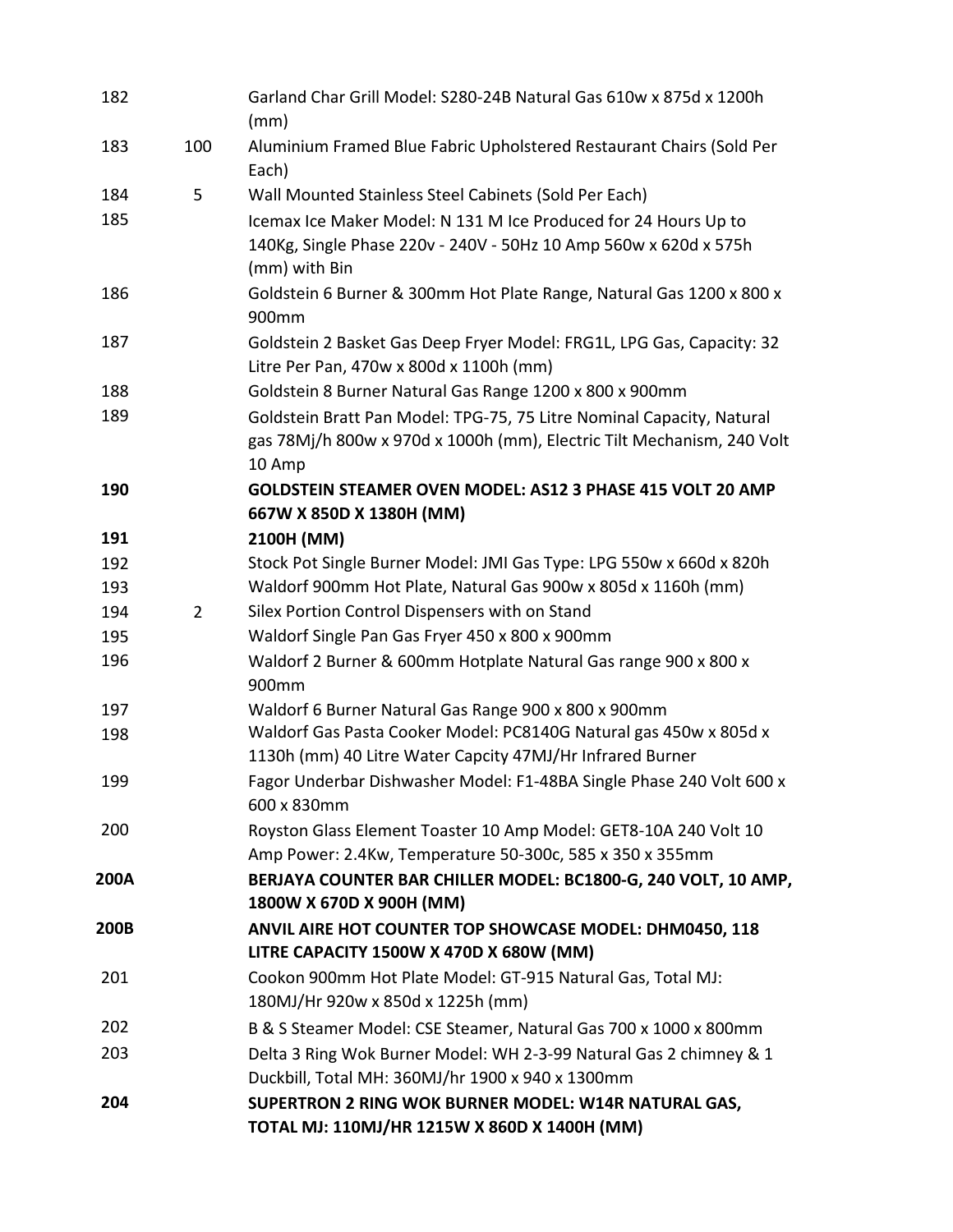| | | |
|---|---|---|
| 182 | | Garland Char Grill Model: S280-24B Natural Gas 610w x 875d x 1200h (mm) |
| 183 | 100 | Aluminium Framed Blue Fabric Upholstered Restaurant Chairs (Sold Per Each) |
| 184 | 5 | Wall Mounted Stainless Steel Cabinets (Sold Per Each) |
| 185 | | Icemax Ice Maker Model: N 131 M Ice Produced for 24 Hours Up to 140Kg, Single Phase 220v - 240V - 50Hz 10 Amp 560w x 620d x 575h (mm) with Bin |
| 186 | | Goldstein 6 Burner & 300mm Hot Plate Range, Natural Gas 1200 x 800 x 900mm |
| 187 | | Goldstein 2 Basket Gas Deep Fryer Model: FRG1L, LPG Gas, Capacity: 32 Litre Per Pan, 470w x 800d x 1100h (mm) |
| 188 | | Goldstein 8 Burner Natural Gas Range 1200 x 800 x 900mm |
| 189 | | Goldstein Bratt Pan Model: TPG-75, 75 Litre Nominal Capacity, Natural gas 78Mj/h 800w x 970d x 1000h (mm), Electric Tilt Mechanism, 240 Volt 10 Amp |
| **190** | | **GOLDSTEIN STEAMER OVEN MODEL: AS12 3 PHASE 415 VOLT 20 AMP 667W X 850D X 1380H (MM)** |
| **191** | | **2100H (MM)** |
| 192 | | Stock Pot Single Burner Model: JMI Gas Type: LPG 550w x 660d x 820h |
| 193 | | Waldorf 900mm Hot Plate, Natural Gas 900w x 805d x 1160h (mm) |
| 194 | 2 | Silex Portion Control Dispensers with on Stand |
| 195 | | Waldorf Single Pan Gas Fryer 450 x 800 x 900mm |
| 196 | | Waldorf 2 Burner & 600mm Hotplate Natural Gas range 900 x 800 x 900mm |
| 197 | | Waldorf 6 Burner Natural Gas Range 900 x 800 x 900mm |
| 198 | | Waldorf Gas Pasta Cooker Model: PC8140G Natural gas 450w x 805d x 1130h (mm) 40 Litre Water Capcity 47MJ/Hr Infrared Burner |
| 199 | | Fagor Underbar Dishwasher Model: F1-48BA Single Phase 240 Volt 600 x 600 x 830mm |
| 200 | | Royston Glass Element Toaster 10 Amp Model: GET8-10A 240 Volt 10 Amp Power: 2.4Kw, Temperature 50-300c, 585 x 350 x 355mm |
| **200A** | | **BERJAYA COUNTER BAR CHILLER MODEL: BC1800-G, 240 VOLT, 10 AMP, 1800W X 670D X 900H (MM)** |
| **200B** | | **ANVIL AIRE HOT COUNTER TOP SHOWCASE MODEL: DHM0450, 118 LITRE CAPACITY 1500W X 470D X 680W (MM)** |
| 201 | | Cookon 900mm Hot Plate Model: GT-915 Natural Gas, Total MJ: 180MJ/Hr 920w x 850d x 1225h (mm) |
| 202 | | B & S Steamer Model: CSE Steamer, Natural Gas 700 x 1000 x 800mm |
| 203 | | Delta 3 Ring Wok Burner Model: WH 2-3-99 Natural Gas 2 chimney & 1 Duckbill, Total MH: 360MJ/hr 1900 x 940 x 1300mm |
| **204** | | **SUPERTRON 2 RING WOK BURNER MODEL: W14R NATURAL GAS, TOTAL MJ: 110MJ/HR 1215W X 860D X 1400H (MM)** |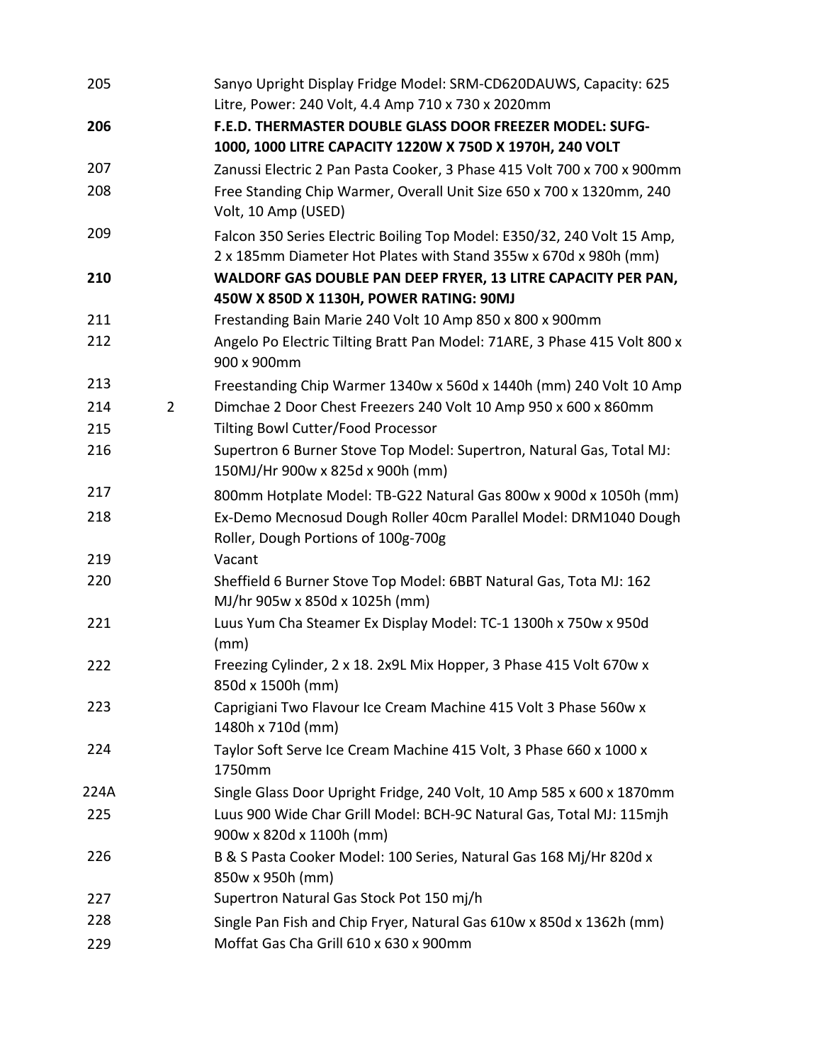| | | |
|---|---|---|
| 205 | | Sanyo Upright Display Fridge Model: SRM-CD620DAUWS, Capacity: 625 Litre, Power: 240 Volt, 4.4 Amp 710 x 730 x 2020mm |
| **206** | | **F.E.D. THERMASTER DOUBLE GLASS DOOR FREEZER MODEL: SUFG-1000, 1000 LITRE CAPACITY 1220W X 750D X 1970H, 240 VOLT** |
| 207 | | Zanussi Electric 2 Pan Pasta Cooker, 3 Phase 415 Volt 700 x 700 x 900mm |
| 208 | | Free Standing Chip Warmer, Overall Unit Size 650 x 700 x 1320mm, 240 Volt, 10 Amp (USED) |
| 209 | | Falcon 350 Series Electric Boiling Top Model: E350/32, 240 Volt 15 Amp, 2 x 185mm Diameter Hot Plates with Stand 355w x 670d x 980h (mm) |
| **210** | | **WALDORF GAS DOUBLE PAN DEEP FRYER, 13 LITRE CAPACITY PER PAN, 450W X 850D X 1130H, POWER RATING: 90MJ** |
| 211 | | Frestanding Bain Marie 240 Volt 10 Amp 850 x 800 x 900mm |
| 212 | | Angelo Po Electric Tilting Bratt Pan Model: 71ARE, 3 Phase 415 Volt 800 x 900 x 900mm |
| 213 | | Freestanding Chip Warmer 1340w x 560d x 1440h (mm) 240 Volt 10 Amp |
| 214 | 2 | Dimchae 2 Door Chest Freezers 240 Volt 10 Amp 950 x 600 x 860mm |
| 215 | | Tilting Bowl Cutter/Food Processor |
| 216 | | Supertron 6 Burner Stove Top Model: Supertron, Natural Gas, Total MJ: 150MJ/Hr 900w x 825d x 900h (mm) |
| 217 | | 800mm Hotplate Model: TB-G22 Natural Gas 800w x 900d x 1050h (mm) |
| 218 | | Ex-Demo Mecnosud Dough Roller 40cm Parallel Model: DRM1040 Dough Roller, Dough Portions of 100g-700g |
| 219 | | Vacant |
| 220 | | Sheffield 6 Burner Stove Top Model: 6BBT Natural Gas, Tota MJ: 162 MJ/hr 905w x 850d x 1025h (mm) |
| 221 | | Luus Yum Cha Steamer Ex Display Model: TC-1 1300h x 750w x 950d (mm) |
| 222 | | Freezing Cylinder, 2 x 18. 2x9L Mix Hopper, 3 Phase 415 Volt 670w x 850d x 1500h (mm) |
| 223 | | Caprigiani Two Flavour Ice Cream Machine 415 Volt 3 Phase 560w x 1480h x 710d (mm) |
| 224 | | Taylor Soft Serve Ice Cream Machine 415 Volt, 3 Phase 660 x 1000 x 1750mm |
| 224A | | Single Glass Door Upright Fridge, 240 Volt, 10 Amp 585 x 600 x 1870mm |
| 225 | | Luus 900 Wide Char Grill Model: BCH-9C Natural Gas, Total MJ: 115mjh 900w x 820d x 1100h (mm) |
| 226 | | B & S Pasta Cooker Model: 100 Series, Natural Gas 168 Mj/Hr 820d x 850w x 950h (mm) |
| 227 | | Supertron Natural Gas Stock Pot 150 mj/h |
| 228 | | Single Pan Fish and Chip Fryer, Natural Gas 610w x 850d x 1362h (mm) |
| 229 | | Moffat Gas Cha Grill 610 x 630 x 900mm |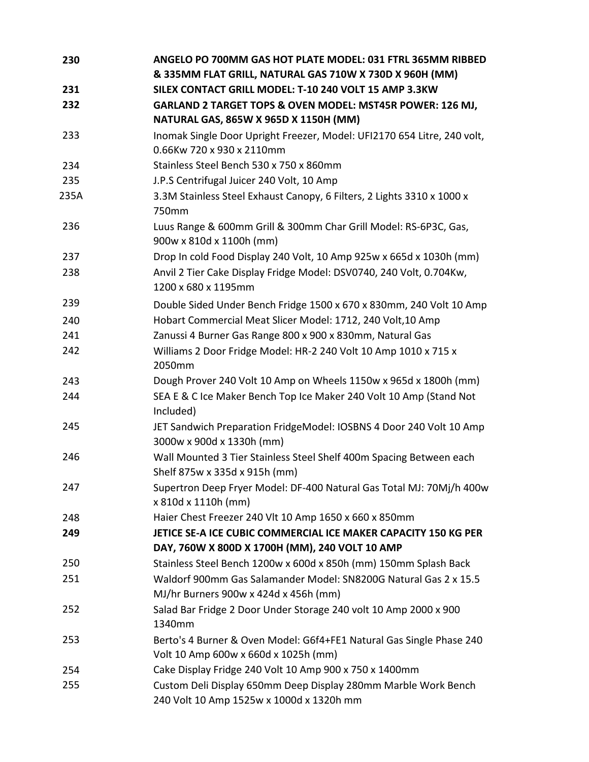| | |
|---|---|
| **230** | **ANGELO PO 700MM GAS HOT PLATE MODEL: 031 FTRL 365MM RIBBED & 335MM FLAT GRILL, NATURAL GAS 710W X 730D X 960H (MM)** |
| **231** | **SILEX CONTACT GRILL MODEL: T-10 240 VOLT 15 AMP 3.3KW** |
| **232** | **GARLAND 2 TARGET TOPS & OVEN MODEL: MST45R POWER: 126 MJ, NATURAL GAS, 865W X 965D X 1150H (MM)** |
| 233 | Inomak Single Door Upright Freezer, Model: UFI2170 654 Litre, 240 volt, 0.66Kw 720 x 930 x 2110mm |
| 234 | Stainless Steel Bench 530 x 750 x 860mm |
| 235 | J.P.S Centrifugal Juicer 240 Volt, 10 Amp |
| 235A | 3.3M Stainless Steel Exhaust Canopy, 6 Filters, 2 Lights 3310 x 1000 x 750mm |
| 236 | Luus Range & 600mm Grill & 300mm Char Grill Model: RS-6P3C, Gas, 900w x 810d x 1100h (mm) |
| 237 | Drop In cold Food Display 240 Volt, 10 Amp 925w x 665d x 1030h (mm) |
| 238 | Anvil 2 Tier Cake Display Fridge Model: DSV0740, 240 Volt, 0.704Kw, 1200 x 680 x 1195mm |
| 239 | Double Sided Under Bench Fridge 1500 x 670 x 830mm, 240 Volt 10 Amp |
| 240 | Hobart Commercial Meat Slicer Model: 1712, 240 Volt,10 Amp |
| 241 | Zanussi 4 Burner Gas Range 800 x 900 x 830mm, Natural Gas |
| 242 | Williams 2 Door Fridge Model: HR-2 240 Volt 10 Amp 1010 x 715 x 2050mm |
| 243 | Dough Prover 240 Volt 10 Amp on Wheels 1150w x 965d x 1800h (mm) |
| 244 | SEA E & C Ice Maker Bench Top Ice Maker 240 Volt 10 Amp (Stand Not Included) |
| 245 | JET Sandwich Preparation FridgeModel: IOSBNS 4 Door 240 Volt 10 Amp 3000w x 900d x 1330h (mm) |
| 246 | Wall Mounted 3 Tier Stainless Steel Shelf 400m Spacing Between each Shelf 875w x 335d x 915h (mm) |
| 247 | Supertron Deep Fryer Model: DF-400 Natural Gas Total MJ: 70Mj/h 400w x 810d x 1110h (mm) |
| 248 | Haier Chest Freezer 240 Vlt 10 Amp 1650 x 660 x 850mm |
| **249** | **JETICE SE-A ICE CUBIC COMMERCIAL ICE MAKER CAPACITY 150 KG PER DAY, 760W X 800D X 1700H (MM), 240 VOLT 10 AMP** |
| 250 | Stainless Steel Bench 1200w x 600d x 850h (mm) 150mm Splash Back |
| 251 | Waldorf 900mm Gas Salamander Model: SN8200G Natural Gas 2 x 15.5 MJ/hr Burners 900w x 424d x 456h (mm) |
| 252 | Salad Bar Fridge 2 Door Under Storage 240 volt 10 Amp 2000 x 900 1340mm |
| 253 | Berto's 4 Burner & Oven Model: G6f4+FE1 Natural Gas Single Phase 240 Volt 10 Amp 600w x 660d x 1025h (mm) |
| 254 | Cake Display Fridge 240 Volt 10 Amp 900 x 750 x 1400mm |
| 255 | Custom Deli Display 650mm Deep Display 280mm Marble Work Bench 240 Volt 10 Amp 1525w x 1000d x 1320h mm |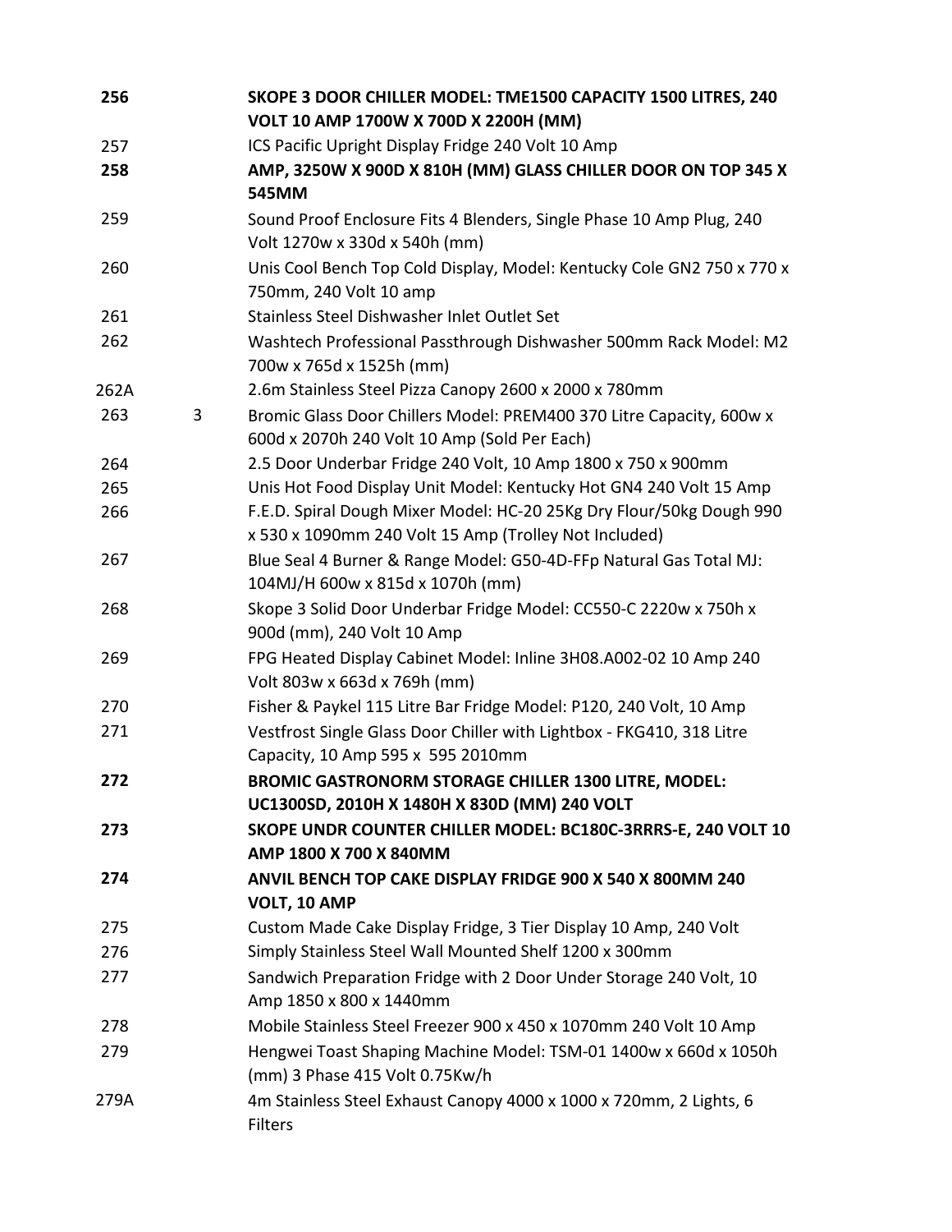| | | |
|---|---|---|
| **256** | | **SKOPE 3 DOOR CHILLER MODEL: TME1500 CAPACITY 1500 LITRES, 240 VOLT 10 AMP 1700W X 700D X 2200H (MM)** |
| 257 | | ICS Pacific Upright Display Fridge 240 Volt 10 Amp |
| **258** | | **AMP, 3250W X 900D X 810H (MM) GLASS CHILLER DOOR ON TOP 345 X 545MM** |
| 259 | | Sound Proof Enclosure Fits 4 Blenders, Single Phase 10 Amp Plug, 240 Volt 1270w x 330d x 540h (mm) |
| 260 | | Unis Cool Bench Top Cold Display, Model: Kentucky Cole GN2 750 x 770 x 750mm, 240 Volt 10 amp |
| 261 | | Stainless Steel Dishwasher Inlet Outlet Set |
| 262 | | Washtech Professional Passthrough Dishwasher 500mm Rack Model: M2 700w x 765d x 1525h (mm) |
| 262A | | 2.6m Stainless Steel Pizza Canopy 2600 x 2000 x 780mm |
| 263 | 3 | Bromic Glass Door Chillers Model: PREM400 370 Litre Capacity, 600w x 600d x 2070h 240 Volt 10 Amp (Sold Per Each) |
| 264 | | 2.5 Door Underbar Fridge 240 Volt, 10 Amp 1800 x 750 x 900mm |
| 265 | | Unis Hot Food Display Unit Model: Kentucky Hot GN4 240 Volt 15 Amp |
| 266 | | F.E.D. Spiral Dough Mixer Model: HC-20 25Kg Dry Flour/50kg Dough 990 x 530 x 1090mm 240 Volt 15 Amp (Trolley Not Included) |
| 267 | | Blue Seal 4 Burner & Range Model: G50-4D-FFp Natural Gas Total MJ: 104MJ/H 600w x 815d x 1070h (mm) |
| 268 | | Skope 3 Solid Door Underbar Fridge Model: CC550-C 2220w x 750h x 900d (mm), 240 Volt 10 Amp |
| 269 | | FPG Heated Display Cabinet Model: Inline 3H08.A002-02 10 Amp 240 Volt 803w x 663d x 769h (mm) |
| 270 | | Fisher & Paykel 115 Litre Bar Fridge Model: P120, 240 Volt, 10 Amp |
| 271 | | Vestfrost Single Glass Door Chiller with Lightbox - FKG410, 318 Litre Capacity, 10 Amp 595 x 595 2010mm |
| **272** | | **BROMIC GASTRONORM STORAGE CHILLER 1300 LITRE, MODEL: UC1300SD, 2010H X 1480H X 830D (MM) 240 VOLT** |
| **273** | | **SKOPE UNDR COUNTER CHILLER MODEL: BC180C-3RRRS-E, 240 VOLT 10 AMP 1800 X 700 X 840MM** |
| **274** | | **ANVIL BENCH TOP CAKE DISPLAY FRIDGE 900 X 540 X 800MM 240 VOLT, 10 AMP** |
| 275 | | Custom Made Cake Display Fridge, 3 Tier Display 10 Amp, 240 Volt |
| 276 | | Simply Stainless Steel Wall Mounted Shelf 1200 x 300mm |
| 277 | | Sandwich Preparation Fridge with 2 Door Under Storage 240 Volt, 10 Amp 1850 x 800 x 1440mm |
| 278 | | Mobile Stainless Steel Freezer 900 x 450 x 1070mm 240 Volt 10 Amp |
| 279 | | Hengwei Toast Shaping Machine Model: TSM-01 1400w x 660d x 1050h (mm) 3 Phase 415 Volt 0.75Kw/h |
| 279A | | 4m Stainless Steel Exhaust Canopy 4000 x 1000 x 720mm, 2 Lights, 6 Filters |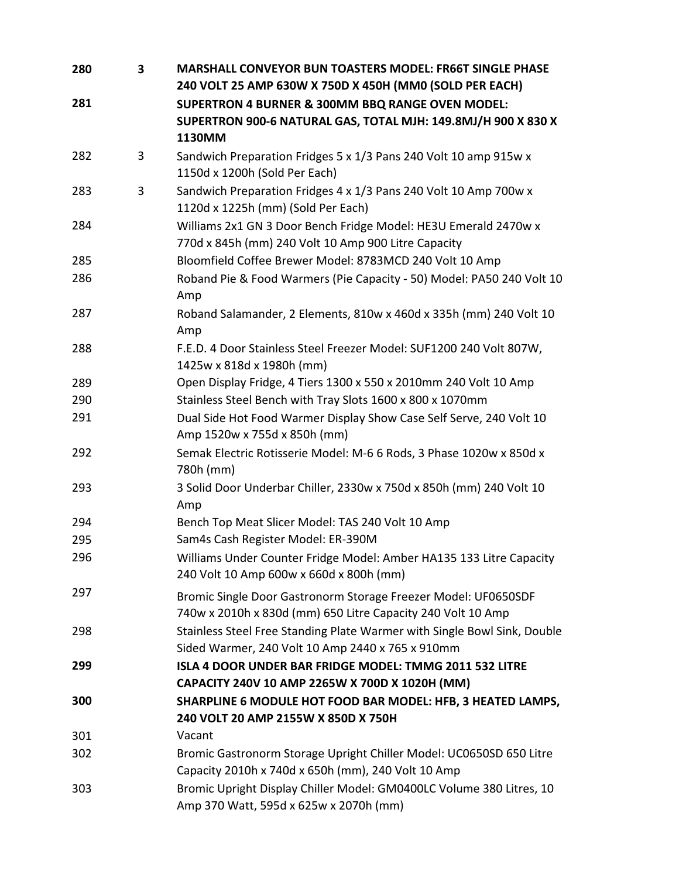| | | |
|---|---|---|
| **280** | **3** | **MARSHALL CONVEYOR BUN TOASTERS MODEL: FR66T SINGLE PHASE 240 VOLT 25 AMP 630W X 750D X 450H (MM0 (SOLD PER EACH)** |
| **281** | | **SUPERTRON 4 BURNER & 300MM BBQ RANGE OVEN MODEL: SUPERTRON 900-6 NATURAL GAS, TOTAL MJH: 149.8MJ/H 900 X 830 X 1130MM** |
| 282 | 3 | Sandwich Preparation Fridges 5 x 1/3 Pans 240 Volt 10 amp 915w x 1150d x 1200h (Sold Per Each) |
| 283 | 3 | Sandwich Preparation Fridges 4 x 1/3 Pans 240 Volt 10 Amp 700w x 1120d x 1225h (mm) (Sold Per Each) |
| 284 | | Williams 2x1 GN 3 Door Bench Fridge Model: HE3U Emerald 2470w x 770d x 845h (mm) 240 Volt 10 Amp 900 Litre Capacity |
| 285 | | Bloomfield Coffee Brewer Model: 8783MCD 240 Volt 10 Amp |
| 286 | | Roband Pie & Food Warmers (Pie Capacity - 50) Model: PA50 240 Volt 10 Amp |
| 287 | | Roband Salamander, 2 Elements, 810w x 460d x 335h (mm) 240 Volt 10 Amp |
| 288 | | F.E.D. 4 Door Stainless Steel Freezer Model: SUF1200 240 Volt 807W, 1425w x 818d x 1980h (mm) |
| 289 | | Open Display Fridge, 4 Tiers 1300 x 550 x 2010mm 240 Volt 10 Amp |
| 290 | | Stainless Steel Bench with Tray Slots 1600 x 800 x 1070mm |
| 291 | | Dual Side Hot Food Warmer Display Show Case Self Serve, 240 Volt 10 Amp 1520w x 755d x 850h (mm) |
| 292 | | Semak Electric Rotisserie Model: M-6 6 Rods, 3 Phase 1020w x 850d x 780h (mm) |
| 293 | | 3 Solid Door Underbar Chiller, 2330w x 750d x 850h (mm) 240 Volt 10 Amp |
| 294 | | Bench Top Meat Slicer Model: TAS 240 Volt 10 Amp |
| 295 | | Sam4s Cash Register Model: ER-390M |
| 296 | | Williams Under Counter Fridge Model: Amber HA135 133 Litre Capacity 240 Volt 10 Amp 600w x 660d x 800h (mm) |
| 297 | | Bromic Single Door Gastronorm Storage Freezer Model: UF0650SDF 740w x 2010h x 830d (mm) 650 Litre Capacity 240 Volt 10 Amp |
| 298 | | Stainless Steel Free Standing Plate Warmer with Single Bowl Sink, Double Sided Warmer, 240 Volt 10 Amp 2440 x 765 x 910mm |
| **299** | | **ISLA 4 DOOR UNDER BAR FRIDGE MODEL: TMMG 2011 532 LITRE CAPACITY 240V 10 AMP 2265W X 700D X 1020H (MM)** |
| **300** | | **SHARPLINE 6 MODULE HOT FOOD BAR MODEL: HFB, 3 HEATED LAMPS, 240 VOLT 20 AMP 2155W X 850D X 750H** |
| 301 | | Vacant |
| 302 | | Bromic Gastronorm Storage Upright Chiller Model: UC0650SD 650 Litre Capacity 2010h x 740d x 650h (mm), 240 Volt 10 Amp |
| 303 | | Bromic Upright Display Chiller Model: GM0400LC Volume 380 Litres, 10 Amp 370 Watt, 595d x 625w x 2070h (mm) |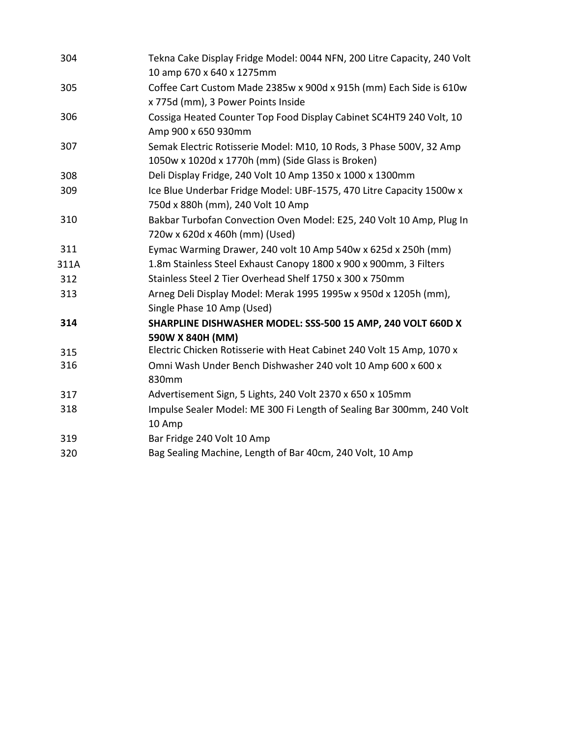| | |
|---|---|
| 304 | Tekna Cake Display Fridge Model: 0044 NFN, 200 Litre Capacity, 240 Volt 10 amp 670 x 640 x 1275mm |
| 305 | Coffee Cart Custom Made 2385w x 900d x 915h (mm) Each Side is 610w x 775d (mm), 3 Power Points Inside |
| 306 | Cossiga Heated Counter Top Food Display Cabinet SC4HT9 240 Volt, 10 Amp 900 x 650 930mm |
| 307 | Semak Electric Rotisserie Model: M10, 10 Rods, 3 Phase 500V, 32 Amp 1050w x 1020d x 1770h (mm) (Side Glass is Broken) |
| 308 | Deli Display Fridge, 240 Volt 10 Amp 1350 x 1000 x 1300mm |
| 309 | Ice Blue Underbar Fridge Model: UBF-1575, 470 Litre Capacity 1500w x 750d x 880h (mm), 240 Volt 10 Amp |
| 310 | Bakbar Turbofan Convection Oven Model: E25, 240 Volt 10 Amp, Plug In 720w x 620d x 460h (mm) (Used) |
| 311 | Eymac Warming Drawer, 240 volt 10 Amp 540w x 625d x 250h (mm) |
| 311A | 1.8m Stainless Steel Exhaust Canopy 1800 x 900 x 900mm, 3 Filters |
| 312 | Stainless Steel 2 Tier Overhead Shelf 1750 x 300 x 750mm |
| 313 | Arneg Deli Display Model: Merak 1995 1995w x 950d x 1205h (mm), Single Phase 10 Amp (Used) |
| **314** | **SHARPLINE DISHWASHER MODEL: SSS-500 15 AMP, 240 VOLT 660D X 590W X 840H (MM)** |
| 315 | Electric Chicken Rotisserie with Heat Cabinet 240 Volt 15 Amp, 1070 x |
| 316 | Omni Wash Under Bench Dishwasher 240 volt 10 Amp 600 x 600 x 830mm |
| 317 | Advertisement Sign, 5 Lights, 240 Volt 2370 x 650 x 105mm |
| 318 | Impulse Sealer Model: ME 300 Fi Length of Sealing Bar 300mm, 240 Volt 10 Amp |
| 319 | Bar Fridge 240 Volt 10 Amp |
| 320 | Bag Sealing Machine, Length of Bar 40cm, 240 Volt, 10 Amp |